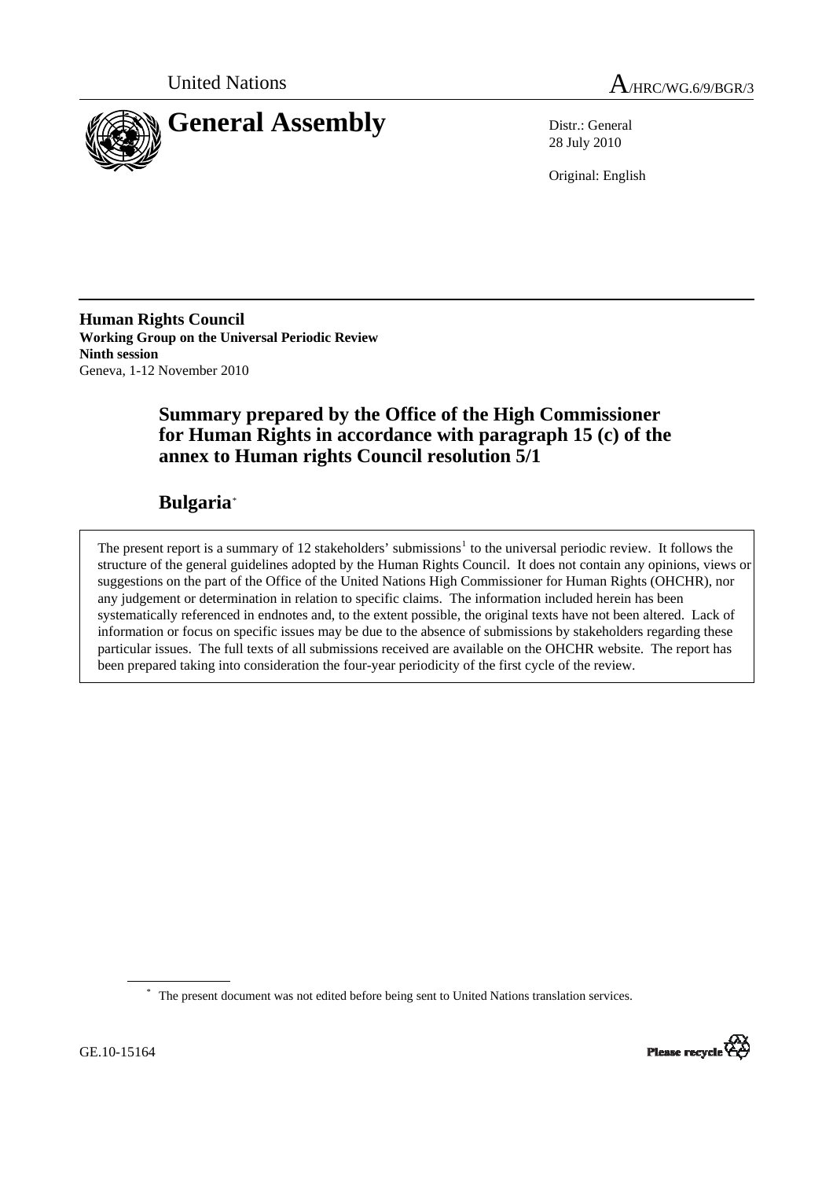United Nations

A/HRC/WG.6/9/BGR/3

# General Assembly

Distr.: General
28 July 2010

Original: English

**Human Rights Council**
**Working Group on the Universal Periodic Review**
**Ninth session**
Geneva, 1-12 November 2010

## Summary prepared by the Office of the High Commissioner for Human Rights in accordance with paragraph 15 (c) of the annex to Human rights Council resolution 5/1

## Bulgaria[*]

The present report is a summary of 12 stakeholders' submissions[1] to the universal periodic review. It follows the structure of the general guidelines adopted by the Human Rights Council. It does not contain any opinions, views or suggestions on the part of the Office of the United Nations High Commissioner for Human Rights (OHCHR), nor any judgement or determination in relation to specific claims. The information included herein has been systematically referenced in endnotes and, to the extent possible, the original texts have not been altered. Lack of information or focus on specific issues may be due to the absence of submissions by stakeholders regarding these particular issues. The full texts of all submissions received are available on the OHCHR website. The report has been prepared taking into consideration the four-year periodicity of the first cycle of the review.

[*] The present document was not edited before being sent to United Nations translation services.

GE.10-15164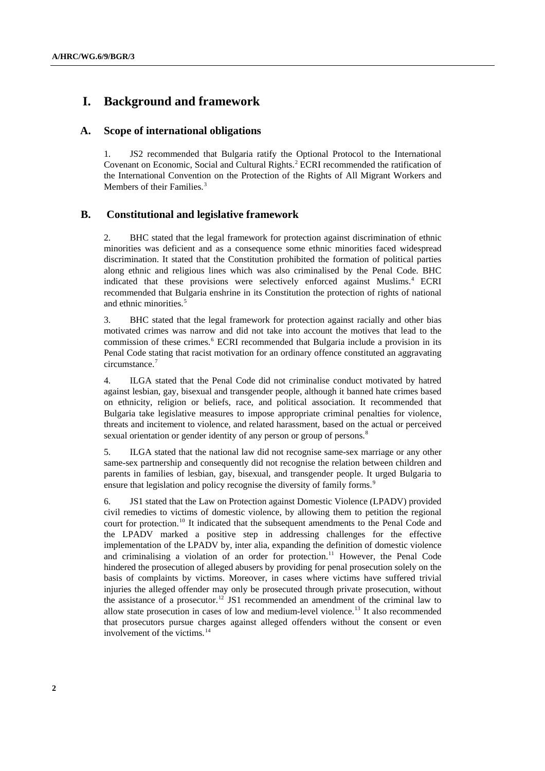# I. Background and framework

## A. Scope of international obligations

1. JS2 recommended that Bulgaria ratify the Optional Protocol to the International Covenant on Economic, Social and Cultural Rights.[2] ECRI recommended the ratification of the International Convention on the Protection of the Rights of All Migrant Workers and Members of their Families.[3]

## B. Constitutional and legislative framework

2. BHC stated that the legal framework for protection against discrimination of ethnic minorities was deficient and as a consequence some ethnic minorities faced widespread discrimination. It stated that the Constitution prohibited the formation of political parties along ethnic and religious lines which was also criminalised by the Penal Code. BHC indicated that these provisions were selectively enforced against Muslims.[4] ECRI recommended that Bulgaria enshrine in its Constitution the protection of rights of national and ethnic minorities.[5]

3. BHC stated that the legal framework for protection against racially and other bias motivated crimes was narrow and did not take into account the motives that lead to the commission of these crimes.[6] ECRI recommended that Bulgaria include a provision in its Penal Code stating that racist motivation for an ordinary offence constituted an aggravating circumstance.[7]

4. ILGA stated that the Penal Code did not criminalise conduct motivated by hatred against lesbian, gay, bisexual and transgender people, although it banned hate crimes based on ethnicity, religion or beliefs, race, and political association. It recommended that Bulgaria take legislative measures to impose appropriate criminal penalties for violence, threats and incitement to violence, and related harassment, based on the actual or perceived sexual orientation or gender identity of any person or group of persons.[8]

5. ILGA stated that the national law did not recognise same-sex marriage or any other same-sex partnership and consequently did not recognise the relation between children and parents in families of lesbian, gay, bisexual, and transgender people. It urged Bulgaria to ensure that legislation and policy recognise the diversity of family forms.[9]

6. JS1 stated that the Law on Protection against Domestic Violence (LPADV) provided civil remedies to victims of domestic violence, by allowing them to petition the regional court for protection.[10] It indicated that the subsequent amendments to the Penal Code and the LPADV marked a positive step in addressing challenges for the effective implementation of the LPADV by, inter alia, expanding the definition of domestic violence and criminalising a violation of an order for protection.[11] However, the Penal Code hindered the prosecution of alleged abusers by providing for penal prosecution solely on the basis of complaints by victims. Moreover, in cases where victims have suffered trivial injuries the alleged offender may only be prosecuted through private prosecution, without the assistance of a prosecutor.[12] JS1 recommended an amendment of the criminal law to allow state prosecution in cases of low and medium-level violence.[13] It also recommended that prosecutors pursue charges against alleged offenders without the consent or even involvement of the victims.[14]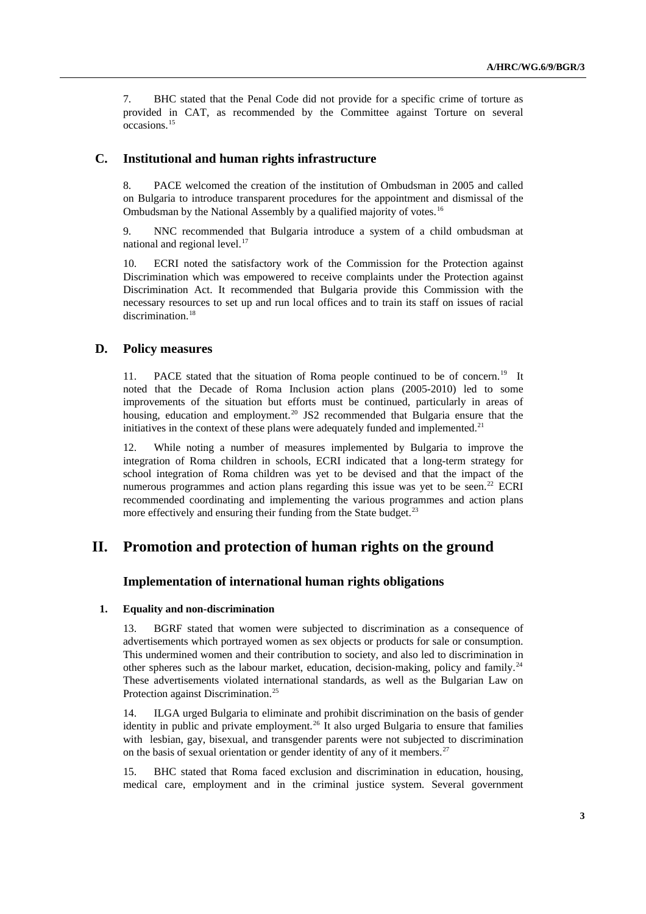7. BHC stated that the Penal Code did not provide for a specific crime of torture as provided in CAT, as recommended by the Committee against Torture on several occasions.[15]

## C. Institutional and human rights infrastructure

8. PACE welcomed the creation of the institution of Ombudsman in 2005 and called on Bulgaria to introduce transparent procedures for the appointment and dismissal of the Ombudsman by the National Assembly by a qualified majority of votes.[16]

9. NNC recommended that Bulgaria introduce a system of a child ombudsman at national and regional level.[17]

10. ECRI noted the satisfactory work of the Commission for the Protection against Discrimination which was empowered to receive complaints under the Protection against Discrimination Act. It recommended that Bulgaria provide this Commission with the necessary resources to set up and run local offices and to train its staff on issues of racial discrimination.[18]

## D. Policy measures

11. PACE stated that the situation of Roma people continued to be of concern.[19] It noted that the Decade of Roma Inclusion action plans (2005-2010) led to some improvements of the situation but efforts must be continued, particularly in areas of housing, education and employment.[20] JS2 recommended that Bulgaria ensure that the initiatives in the context of these plans were adequately funded and implemented.[21]

12. While noting a number of measures implemented by Bulgaria to improve the integration of Roma children in schools, ECRI indicated that a long-term strategy for school integration of Roma children was yet to be devised and that the impact of the numerous programmes and action plans regarding this issue was yet to be seen.[22] ECRI recommended coordinating and implementing the various programmes and action plans more effectively and ensuring their funding from the State budget.[23]

# II. Promotion and protection of human rights on the ground

## Implementation of international human rights obligations

### 1. Equality and non-discrimination

13. BGRF stated that women were subjected to discrimination as a consequence of advertisements which portrayed women as sex objects or products for sale or consumption. This undermined women and their contribution to society, and also led to discrimination in other spheres such as the labour market, education, decision-making, policy and family.[24] These advertisements violated international standards, as well as the Bulgarian Law on Protection against Discrimination.[25]

14. ILGA urged Bulgaria to eliminate and prohibit discrimination on the basis of gender identity in public and private employment.[26] It also urged Bulgaria to ensure that families with lesbian, gay, bisexual, and transgender parents were not subjected to discrimination on the basis of sexual orientation or gender identity of any of it members.[27]

15. BHC stated that Roma faced exclusion and discrimination in education, housing, medical care, employment and in the criminal justice system. Several government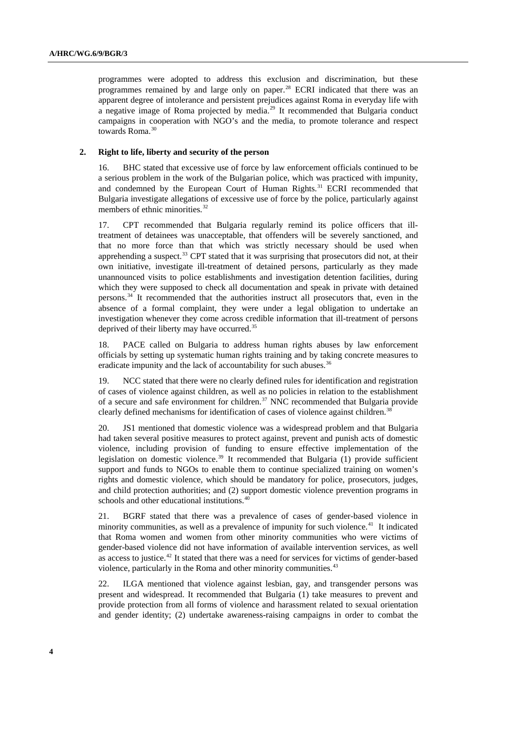programmes were adopted to address this exclusion and discrimination, but these programmes remained by and large only on paper.[28] ECRI indicated that there was an apparent degree of intolerance and persistent prejudices against Roma in everyday life with a negative image of Roma projected by media.[29] It recommended that Bulgaria conduct campaigns in cooperation with NGO's and the media, to promote tolerance and respect towards Roma.[30]

### 2. Right to life, liberty and security of the person

16. BHC stated that excessive use of force by law enforcement officials continued to be a serious problem in the work of the Bulgarian police, which was practiced with impunity, and condemned by the European Court of Human Rights.[31] ECRI recommended that Bulgaria investigate allegations of excessive use of force by the police, particularly against members of ethnic minorities.[32]

17. CPT recommended that Bulgaria regularly remind its police officers that ill-treatment of detainees was unacceptable, that offenders will be severely sanctioned, and that no more force than that which was strictly necessary should be used when apprehending a suspect.[33] CPT stated that it was surprising that prosecutors did not, at their own initiative, investigate ill-treatment of detained persons, particularly as they made unannounced visits to police establishments and investigation detention facilities, during which they were supposed to check all documentation and speak in private with detained persons.[34] It recommended that the authorities instruct all prosecutors that, even in the absence of a formal complaint, they were under a legal obligation to undertake an investigation whenever they come across credible information that ill-treatment of persons deprived of their liberty may have occurred.[35]

18. PACE called on Bulgaria to address human rights abuses by law enforcement officials by setting up systematic human rights training and by taking concrete measures to eradicate impunity and the lack of accountability for such abuses.[36]

19. NCC stated that there were no clearly defined rules for identification and registration of cases of violence against children, as well as no policies in relation to the establishment of a secure and safe environment for children.[37] NNC recommended that Bulgaria provide clearly defined mechanisms for identification of cases of violence against children.[38]

20. JS1 mentioned that domestic violence was a widespread problem and that Bulgaria had taken several positive measures to protect against, prevent and punish acts of domestic violence, including provision of funding to ensure effective implementation of the legislation on domestic violence.[39] It recommended that Bulgaria (1) provide sufficient support and funds to NGOs to enable them to continue specialized training on women's rights and domestic violence, which should be mandatory for police, prosecutors, judges, and child protection authorities; and (2) support domestic violence prevention programs in schools and other educational institutions.[40]

21. BGRF stated that there was a prevalence of cases of gender-based violence in minority communities, as well as a prevalence of impunity for such violence.[41] It indicated that Roma women and women from other minority communities who were victims of gender-based violence did not have information of available intervention services, as well as access to justice.[42] It stated that there was a need for services for victims of gender-based violence, particularly in the Roma and other minority communities.[43]

22. ILGA mentioned that violence against lesbian, gay, and transgender persons was present and widespread. It recommended that Bulgaria (1) take measures to prevent and provide protection from all forms of violence and harassment related to sexual orientation and gender identity; (2) undertake awareness-raising campaigns in order to combat the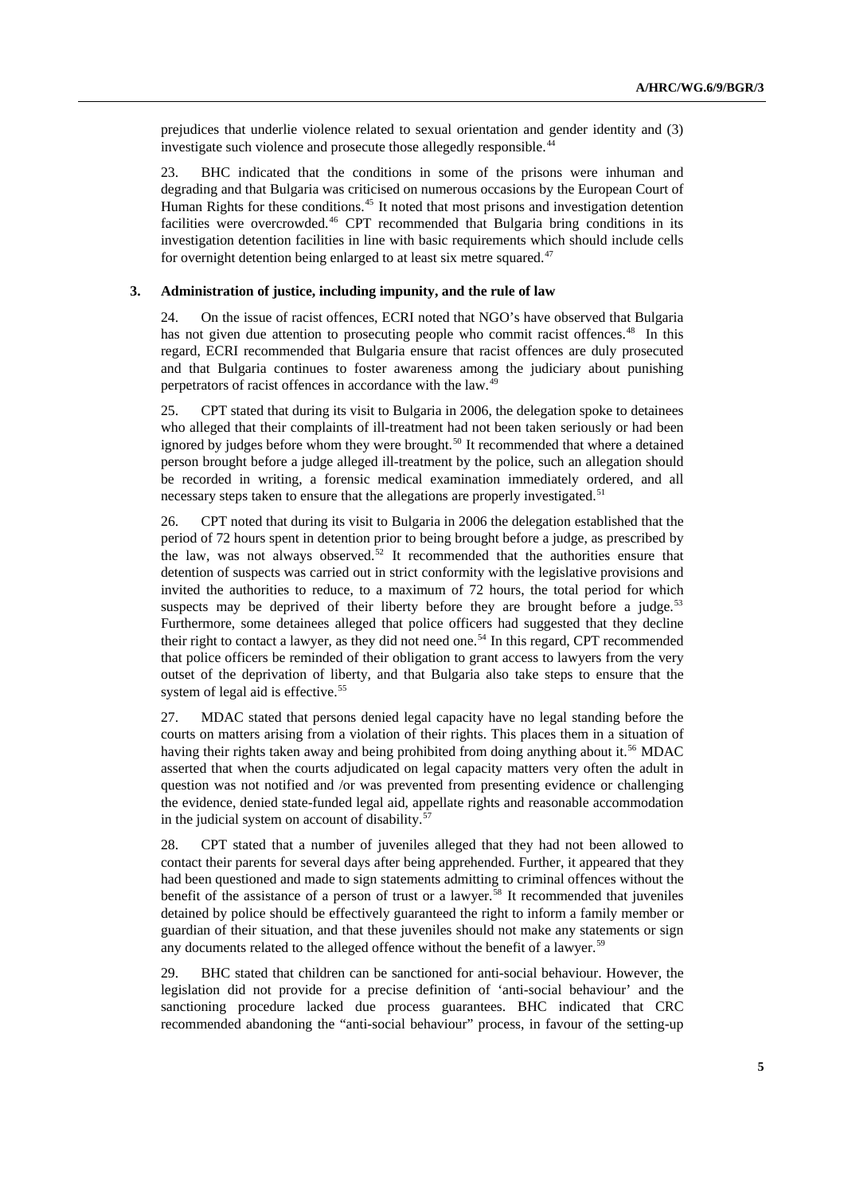prejudices that underlie violence related to sexual orientation and gender identity and (3) investigate such violence and prosecute those allegedly responsible.[44]

23. BHC indicated that the conditions in some of the prisons were inhuman and degrading and that Bulgaria was criticised on numerous occasions by the European Court of Human Rights for these conditions.[45] It noted that most prisons and investigation detention facilities were overcrowded.[46] CPT recommended that Bulgaria bring conditions in its investigation detention facilities in line with basic requirements which should include cells for overnight detention being enlarged to at least six metre squared.[47]

### 3. Administration of justice, including impunity, and the rule of law

24. On the issue of racist offences, ECRI noted that NGO's have observed that Bulgaria has not given due attention to prosecuting people who commit racist offences.[48] In this regard, ECRI recommended that Bulgaria ensure that racist offences are duly prosecuted and that Bulgaria continues to foster awareness among the judiciary about punishing perpetrators of racist offences in accordance with the law.[49]

25. CPT stated that during its visit to Bulgaria in 2006, the delegation spoke to detainees who alleged that their complaints of ill-treatment had not been taken seriously or had been ignored by judges before whom they were brought.[50] It recommended that where a detained person brought before a judge alleged ill-treatment by the police, such an allegation should be recorded in writing, a forensic medical examination immediately ordered, and all necessary steps taken to ensure that the allegations are properly investigated.[51]

26. CPT noted that during its visit to Bulgaria in 2006 the delegation established that the period of 72 hours spent in detention prior to being brought before a judge, as prescribed by the law, was not always observed.[52] It recommended that the authorities ensure that detention of suspects was carried out in strict conformity with the legislative provisions and invited the authorities to reduce, to a maximum of 72 hours, the total period for which suspects may be deprived of their liberty before they are brought before a judge.[53] Furthermore, some detainees alleged that police officers had suggested that they decline their right to contact a lawyer, as they did not need one.[54] In this regard, CPT recommended that police officers be reminded of their obligation to grant access to lawyers from the very outset of the deprivation of liberty, and that Bulgaria also take steps to ensure that the system of legal aid is effective.[55]

27. MDAC stated that persons denied legal capacity have no legal standing before the courts on matters arising from a violation of their rights. This places them in a situation of having their rights taken away and being prohibited from doing anything about it.[56] MDAC asserted that when the courts adjudicated on legal capacity matters very often the adult in question was not notified and /or was prevented from presenting evidence or challenging the evidence, denied state-funded legal aid, appellate rights and reasonable accommodation in the judicial system on account of disability.[57]

28. CPT stated that a number of juveniles alleged that they had not been allowed to contact their parents for several days after being apprehended. Further, it appeared that they had been questioned and made to sign statements admitting to criminal offences without the benefit of the assistance of a person of trust or a lawyer.[58] It recommended that juveniles detained by police should be effectively guaranteed the right to inform a family member or guardian of their situation, and that these juveniles should not make any statements or sign any documents related to the alleged offence without the benefit of a lawyer.[59]

29. BHC stated that children can be sanctioned for anti-social behaviour. However, the legislation did not provide for a precise definition of 'anti-social behaviour' and the sanctioning procedure lacked due process guarantees. BHC indicated that CRC recommended abandoning the "anti-social behaviour" process, in favour of the setting-up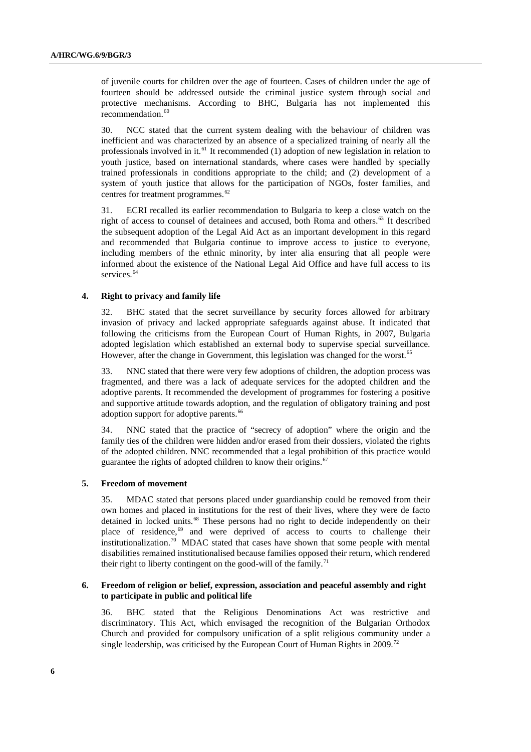of juvenile courts for children over the age of fourteen. Cases of children under the age of fourteen should be addressed outside the criminal justice system through social and protective mechanisms. According to BHC, Bulgaria has not implemented this recommendation.[60]

30. NCC stated that the current system dealing with the behaviour of children was inefficient and was characterized by an absence of a specialized training of nearly all the professionals involved in it.[61] It recommended (1) adoption of new legislation in relation to youth justice, based on international standards, where cases were handled by specially trained professionals in conditions appropriate to the child; and (2) development of a system of youth justice that allows for the participation of NGOs, foster families, and centres for treatment programmes.[62]

31. ECRI recalled its earlier recommendation to Bulgaria to keep a close watch on the right of access to counsel of detainees and accused, both Roma and others.[63] It described the subsequent adoption of the Legal Aid Act as an important development in this regard and recommended that Bulgaria continue to improve access to justice to everyone, including members of the ethnic minority, by inter alia ensuring that all people were informed about the existence of the National Legal Aid Office and have full access to its services.[64]

### 4. Right to privacy and family life

32. BHC stated that the secret surveillance by security forces allowed for arbitrary invasion of privacy and lacked appropriate safeguards against abuse. It indicated that following the criticisms from the European Court of Human Rights, in 2007, Bulgaria adopted legislation which established an external body to supervise special surveillance. However, after the change in Government, this legislation was changed for the worst.[65]

33. NNC stated that there were very few adoptions of children, the adoption process was fragmented, and there was a lack of adequate services for the adopted children and the adoptive parents. It recommended the development of programmes for fostering a positive and supportive attitude towards adoption, and the regulation of obligatory training and post adoption support for adoptive parents.[66]

34. NNC stated that the practice of "secrecy of adoption" where the origin and the family ties of the children were hidden and/or erased from their dossiers, violated the rights of the adopted children. NNC recommended that a legal prohibition of this practice would guarantee the rights of adopted children to know their origins.[67]

### 5. Freedom of movement

35. MDAC stated that persons placed under guardianship could be removed from their own homes and placed in institutions for the rest of their lives, where they were de facto detained in locked units.[68] These persons had no right to decide independently on their place of residence,[69] and were deprived of access to courts to challenge their institutionalization.[70] MDAC stated that cases have shown that some people with mental disabilities remained institutionalised because families opposed their return, which rendered their right to liberty contingent on the good-will of the family.[71]

### 6. Freedom of religion or belief, expression, association and peaceful assembly and right to participate in public and political life

36. BHC stated that the Religious Denominations Act was restrictive and discriminatory. This Act, which envisaged the recognition of the Bulgarian Orthodox Church and provided for compulsory unification of a split religious community under a single leadership, was criticised by the European Court of Human Rights in 2009.[72]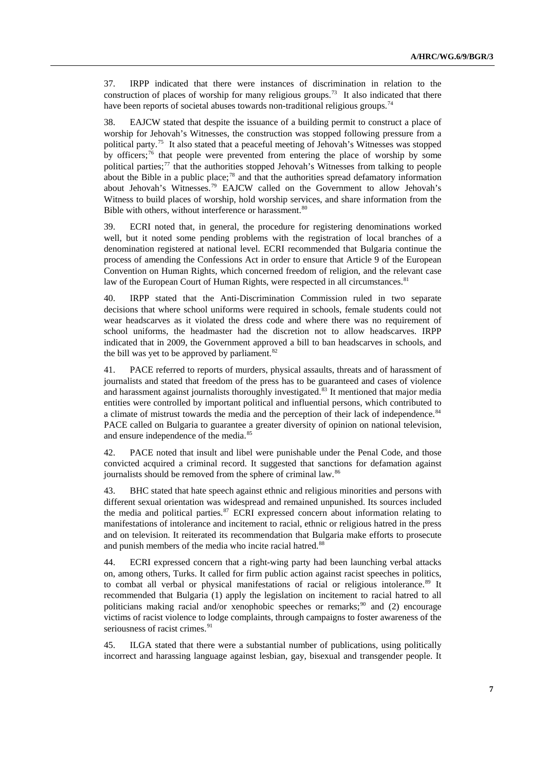37. IRPP indicated that there were instances of discrimination in relation to the construction of places of worship for many religious groups.[73] It also indicated that there have been reports of societal abuses towards non-traditional religious groups.[74]

38. EAJCW stated that despite the issuance of a building permit to construct a place of worship for Jehovah's Witnesses, the construction was stopped following pressure from a political party.[75] It also stated that a peaceful meeting of Jehovah's Witnesses was stopped by officers;[76] that people were prevented from entering the place of worship by some political parties;[77] that the authorities stopped Jehovah's Witnesses from talking to people about the Bible in a public place;[78] and that the authorities spread defamatory information about Jehovah's Witnesses.[79] EAJCW called on the Government to allow Jehovah's Witness to build places of worship, hold worship services, and share information from the Bible with others, without interference or harassment.[80]

39. ECRI noted that, in general, the procedure for registering denominations worked well, but it noted some pending problems with the registration of local branches of a denomination registered at national level. ECRI recommended that Bulgaria continue the process of amending the Confessions Act in order to ensure that Article 9 of the European Convention on Human Rights, which concerned freedom of religion, and the relevant case law of the European Court of Human Rights, were respected in all circumstances.[81]

40. IRPP stated that the Anti-Discrimination Commission ruled in two separate decisions that where school uniforms were required in schools, female students could not wear headscarves as it violated the dress code and where there was no requirement of school uniforms, the headmaster had the discretion not to allow headscarves. IRPP indicated that in 2009, the Government approved a bill to ban headscarves in schools, and the bill was yet to be approved by parliament.[82]

41. PACE referred to reports of murders, physical assaults, threats and of harassment of journalists and stated that freedom of the press has to be guaranteed and cases of violence and harassment against journalists thoroughly investigated.[83] It mentioned that major media entities were controlled by important political and influential persons, which contributed to a climate of mistrust towards the media and the perception of their lack of independence.[84] PACE called on Bulgaria to guarantee a greater diversity of opinion on national television, and ensure independence of the media.[85]

42. PACE noted that insult and libel were punishable under the Penal Code, and those convicted acquired a criminal record. It suggested that sanctions for defamation against journalists should be removed from the sphere of criminal law.[86]

43. BHC stated that hate speech against ethnic and religious minorities and persons with different sexual orientation was widespread and remained unpunished. Its sources included the media and political parties.[87] ECRI expressed concern about information relating to manifestations of intolerance and incitement to racial, ethnic or religious hatred in the press and on television. It reiterated its recommendation that Bulgaria make efforts to prosecute and punish members of the media who incite racial hatred.[88]

44. ECRI expressed concern that a right-wing party had been launching verbal attacks on, among others, Turks. It called for firm public action against racist speeches in politics, to combat all verbal or physical manifestations of racial or religious intolerance.[89] It recommended that Bulgaria (1) apply the legislation on incitement to racial hatred to all politicians making racial and/or xenophobic speeches or remarks;[90] and (2) encourage victims of racist violence to lodge complaints, through campaigns to foster awareness of the seriousness of racist crimes.[91]

45. ILGA stated that there were a substantial number of publications, using politically incorrect and harassing language against lesbian, gay, bisexual and transgender people. It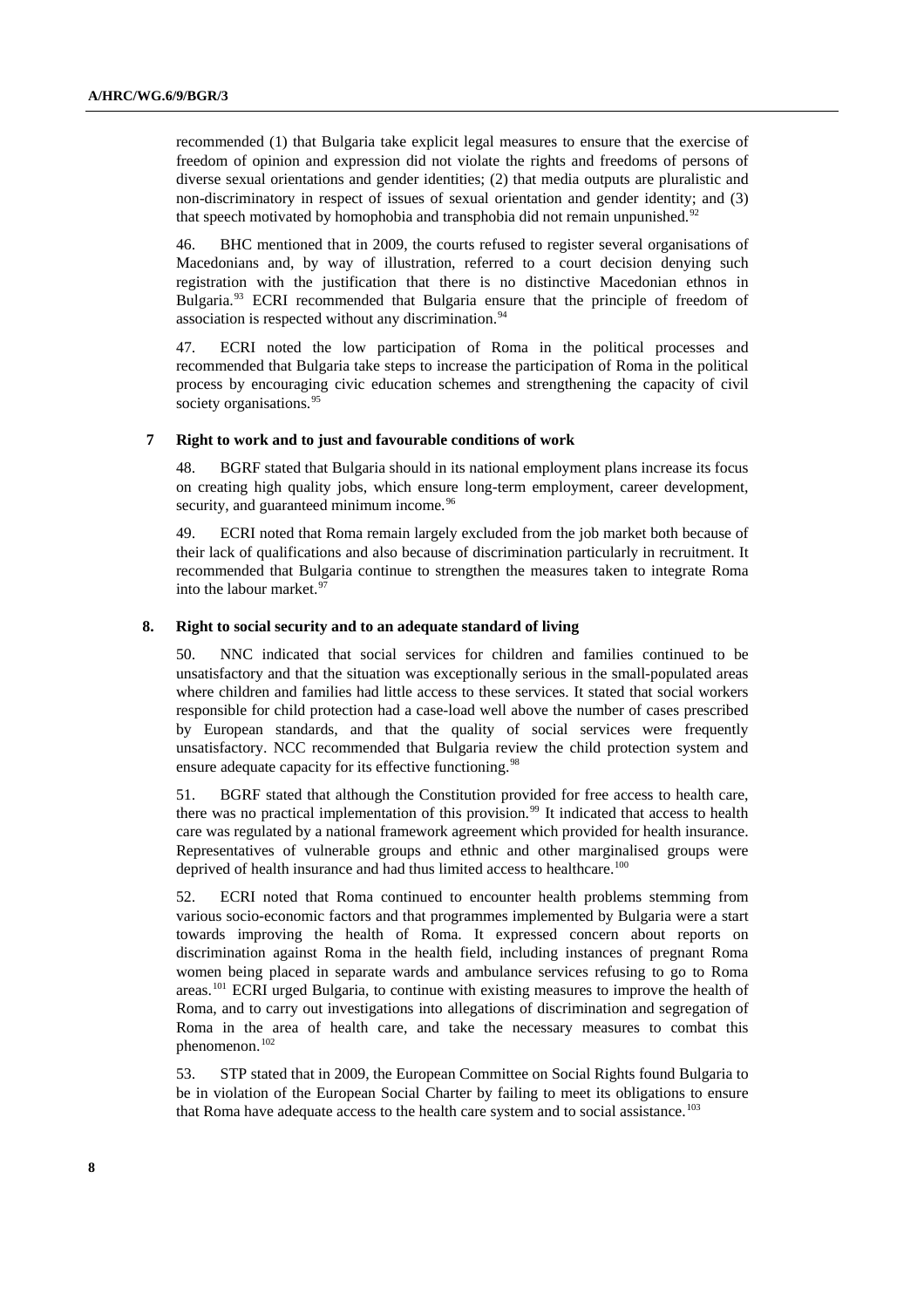recommended (1) that Bulgaria take explicit legal measures to ensure that the exercise of freedom of opinion and expression did not violate the rights and freedoms of persons of diverse sexual orientations and gender identities; (2) that media outputs are pluralistic and non-discriminatory in respect of issues of sexual orientation and gender identity; and (3) that speech motivated by homophobia and transphobia did not remain unpunished.[92]

46. BHC mentioned that in 2009, the courts refused to register several organisations of Macedonians and, by way of illustration, referred to a court decision denying such registration with the justification that there is no distinctive Macedonian ethnos in Bulgaria.[93] ECRI recommended that Bulgaria ensure that the principle of freedom of association is respected without any discrimination.[94]

47. ECRI noted the low participation of Roma in the political processes and recommended that Bulgaria take steps to increase the participation of Roma in the political process by encouraging civic education schemes and strengthening the capacity of civil society organisations.[95]

### 7 Right to work and to just and favourable conditions of work

48. BGRF stated that Bulgaria should in its national employment plans increase its focus on creating high quality jobs, which ensure long-term employment, career development, security, and guaranteed minimum income.[96]

49. ECRI noted that Roma remain largely excluded from the job market both because of their lack of qualifications and also because of discrimination particularly in recruitment. It recommended that Bulgaria continue to strengthen the measures taken to integrate Roma into the labour market.[97]

### 8. Right to social security and to an adequate standard of living

50. NNC indicated that social services for children and families continued to be unsatisfactory and that the situation was exceptionally serious in the small-populated areas where children and families had little access to these services. It stated that social workers responsible for child protection had a case-load well above the number of cases prescribed by European standards, and that the quality of social services were frequently unsatisfactory. NCC recommended that Bulgaria review the child protection system and ensure adequate capacity for its effective functioning.[98]

51. BGRF stated that although the Constitution provided for free access to health care, there was no practical implementation of this provision.[99] It indicated that access to health care was regulated by a national framework agreement which provided for health insurance. Representatives of vulnerable groups and ethnic and other marginalised groups were deprived of health insurance and had thus limited access to healthcare.[100]

52. ECRI noted that Roma continued to encounter health problems stemming from various socio-economic factors and that programmes implemented by Bulgaria were a start towards improving the health of Roma. It expressed concern about reports on discrimination against Roma in the health field, including instances of pregnant Roma women being placed in separate wards and ambulance services refusing to go to Roma areas.[101] ECRI urged Bulgaria, to continue with existing measures to improve the health of Roma, and to carry out investigations into allegations of discrimination and segregation of Roma in the area of health care, and take the necessary measures to combat this phenomenon.[102]

53. STP stated that in 2009, the European Committee on Social Rights found Bulgaria to be in violation of the European Social Charter by failing to meet its obligations to ensure that Roma have adequate access to the health care system and to social assistance.[103]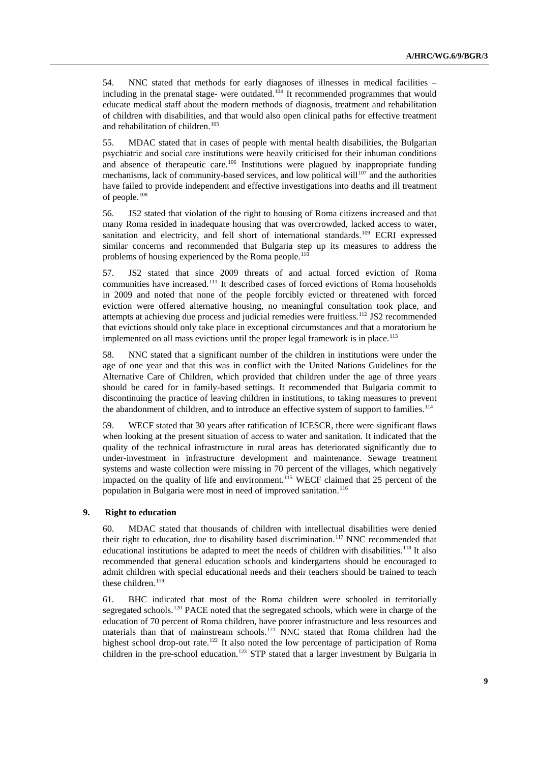54. NNC stated that methods for early diagnoses of illnesses in medical facilities – including in the prenatal stage- were outdated.[104] It recommended programmes that would educate medical staff about the modern methods of diagnosis, treatment and rehabilitation of children with disabilities, and that would also open clinical paths for effective treatment and rehabilitation of children.[105]

55. MDAC stated that in cases of people with mental health disabilities, the Bulgarian psychiatric and social care institutions were heavily criticised for their inhuman conditions and absence of therapeutic care.[106] Institutions were plagued by inappropriate funding mechanisms, lack of community-based services, and low political will[107] and the authorities have failed to provide independent and effective investigations into deaths and ill treatment of people.[108]

56. JS2 stated that violation of the right to housing of Roma citizens increased and that many Roma resided in inadequate housing that was overcrowded, lacked access to water, sanitation and electricity, and fell short of international standards.[109] ECRI expressed similar concerns and recommended that Bulgaria step up its measures to address the problems of housing experienced by the Roma people.[110]

57. JS2 stated that since 2009 threats of and actual forced eviction of Roma communities have increased.[111] It described cases of forced evictions of Roma households in 2009 and noted that none of the people forcibly evicted or threatened with forced eviction were offered alternative housing, no meaningful consultation took place, and attempts at achieving due process and judicial remedies were fruitless.[112] JS2 recommended that evictions should only take place in exceptional circumstances and that a moratorium be implemented on all mass evictions until the proper legal framework is in place.[113]

58. NNC stated that a significant number of the children in institutions were under the age of one year and that this was in conflict with the United Nations Guidelines for the Alternative Care of Children, which provided that children under the age of three years should be cared for in family-based settings. It recommended that Bulgaria commit to discontinuing the practice of leaving children in institutions, to taking measures to prevent the abandonment of children, and to introduce an effective system of support to families.[114]

59. WECF stated that 30 years after ratification of ICESCR, there were significant flaws when looking at the present situation of access to water and sanitation. It indicated that the quality of the technical infrastructure in rural areas has deteriorated significantly due to under-investment in infrastructure development and maintenance. Sewage treatment systems and waste collection were missing in 70 percent of the villages, which negatively impacted on the quality of life and environment.[115] WECF claimed that 25 percent of the population in Bulgaria were most in need of improved sanitation.[116]

### 9. Right to education

60. MDAC stated that thousands of children with intellectual disabilities were denied their right to education, due to disability based discrimination.[117] NNC recommended that educational institutions be adapted to meet the needs of children with disabilities.[118] It also recommended that general education schools and kindergartens should be encouraged to admit children with special educational needs and their teachers should be trained to teach these children.[119]

61. BHC indicated that most of the Roma children were schooled in territorially segregated schools.[120] PACE noted that the segregated schools, which were in charge of the education of 70 percent of Roma children, have poorer infrastructure and less resources and materials than that of mainstream schools.[121] NNC stated that Roma children had the highest school drop-out rate.[122] It also noted the low percentage of participation of Roma children in the pre-school education.[123] STP stated that a larger investment by Bulgaria in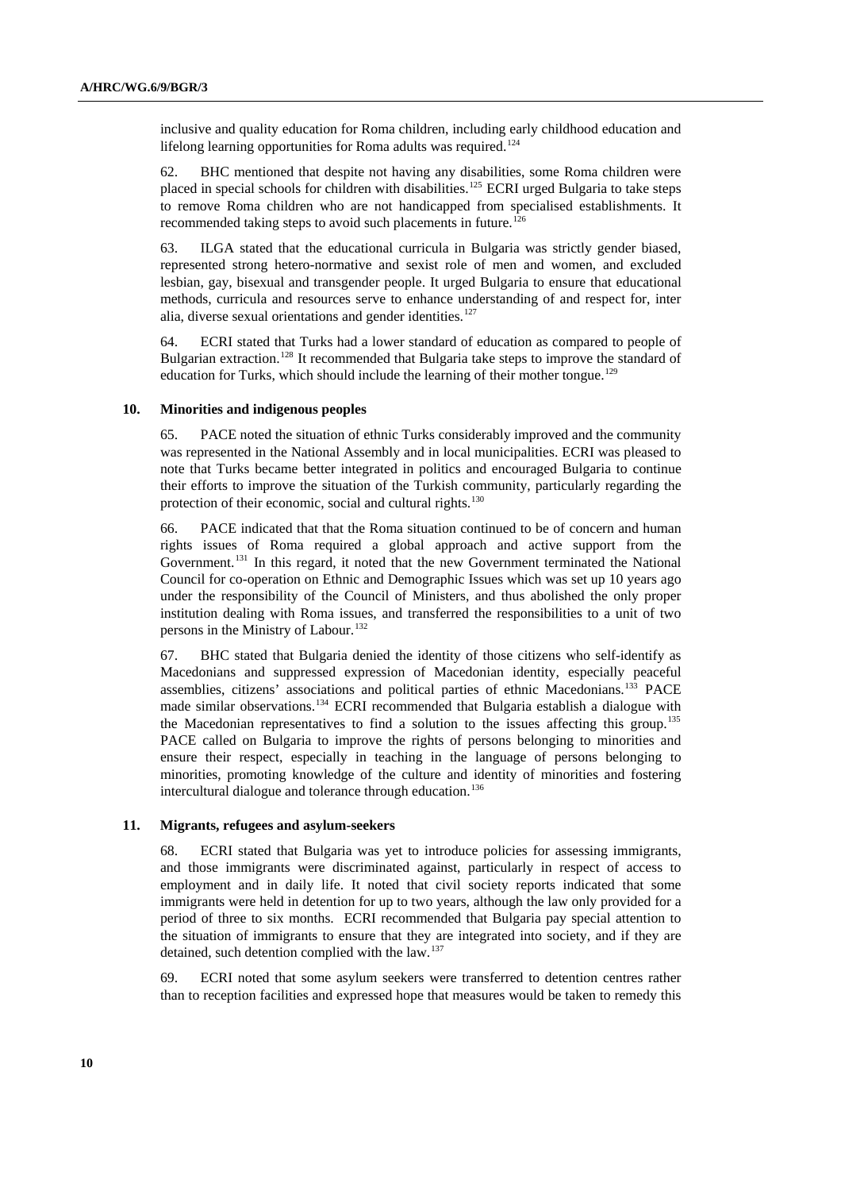inclusive and quality education for Roma children, including early childhood education and lifelong learning opportunities for Roma adults was required.[124]

62. BHC mentioned that despite not having any disabilities, some Roma children were placed in special schools for children with disabilities.[125] ECRI urged Bulgaria to take steps to remove Roma children who are not handicapped from specialised establishments. It recommended taking steps to avoid such placements in future.[126]

63. ILGA stated that the educational curricula in Bulgaria was strictly gender biased, represented strong hetero-normative and sexist role of men and women, and excluded lesbian, gay, bisexual and transgender people. It urged Bulgaria to ensure that educational methods, curricula and resources serve to enhance understanding of and respect for, inter alia, diverse sexual orientations and gender identities.[127]

64. ECRI stated that Turks had a lower standard of education as compared to people of Bulgarian extraction.[128] It recommended that Bulgaria take steps to improve the standard of education for Turks, which should include the learning of their mother tongue.[129]

### 10. Minorities and indigenous peoples

65. PACE noted the situation of ethnic Turks considerably improved and the community was represented in the National Assembly and in local municipalities. ECRI was pleased to note that Turks became better integrated in politics and encouraged Bulgaria to continue their efforts to improve the situation of the Turkish community, particularly regarding the protection of their economic, social and cultural rights.[130]

66. PACE indicated that that the Roma situation continued to be of concern and human rights issues of Roma required a global approach and active support from the Government.[131] In this regard, it noted that the new Government terminated the National Council for co-operation on Ethnic and Demographic Issues which was set up 10 years ago under the responsibility of the Council of Ministers, and thus abolished the only proper institution dealing with Roma issues, and transferred the responsibilities to a unit of two persons in the Ministry of Labour.[132]

67. BHC stated that Bulgaria denied the identity of those citizens who self-identify as Macedonians and suppressed expression of Macedonian identity, especially peaceful assemblies, citizens' associations and political parties of ethnic Macedonians.[133] PACE made similar observations.[134] ECRI recommended that Bulgaria establish a dialogue with the Macedonian representatives to find a solution to the issues affecting this group.[135] PACE called on Bulgaria to improve the rights of persons belonging to minorities and ensure their respect, especially in teaching in the language of persons belonging to minorities, promoting knowledge of the culture and identity of minorities and fostering intercultural dialogue and tolerance through education.[136]

### 11. Migrants, refugees and asylum-seekers

68. ECRI stated that Bulgaria was yet to introduce policies for assessing immigrants, and those immigrants were discriminated against, particularly in respect of access to employment and in daily life. It noted that civil society reports indicated that some immigrants were held in detention for up to two years, although the law only provided for a period of three to six months. ECRI recommended that Bulgaria pay special attention to the situation of immigrants to ensure that they are integrated into society, and if they are detained, such detention complied with the law.[137]

69. ECRI noted that some asylum seekers were transferred to detention centres rather than to reception facilities and expressed hope that measures would be taken to remedy this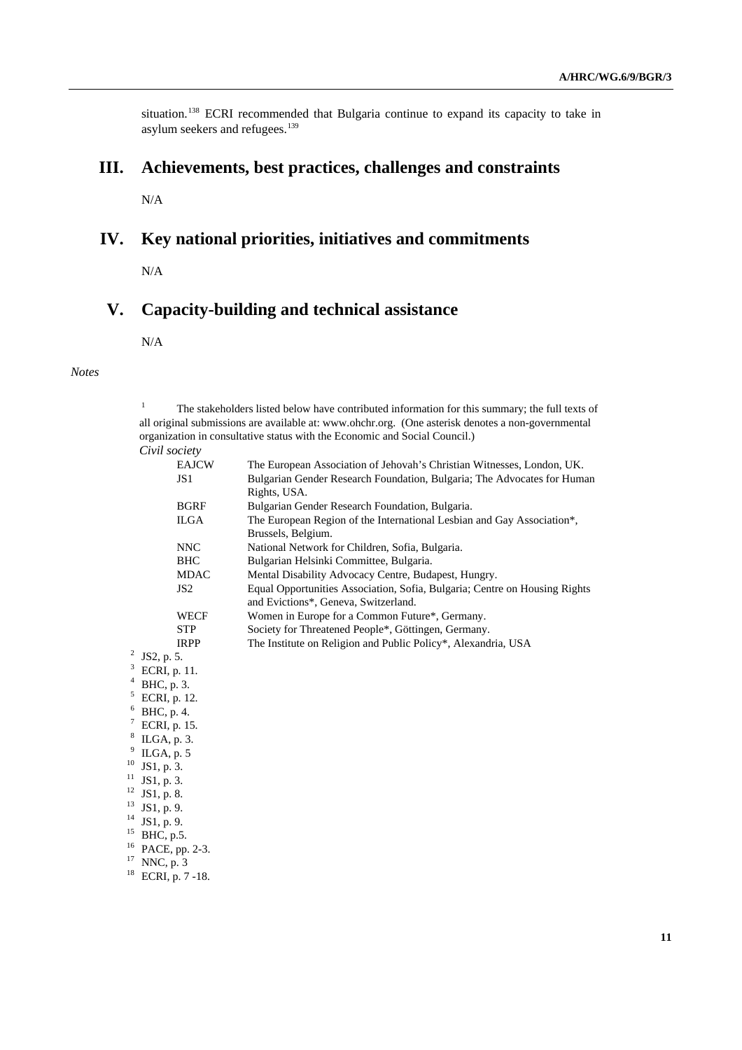situation.[138] ECRI recommended that Bulgaria continue to expand its capacity to take in asylum seekers and refugees.[139]

## III. Achievements, best practices, challenges and constraints

N/A

## IV. Key national priorities, initiatives and commitments

N/A

## V. Capacity-building and technical assistance

N/A

*Notes*

[1] The stakeholders listed below have contributed information for this summary; the full texts of all original submissions are available at: www.ohchr.org. (One asterisk denotes a non-governmental organization in consultative status with the Economic and Social Council.)

*Civil society*

| | |
|---|---|
| EAJCW | The European Association of Jehovah's Christian Witnesses, London, UK. |
| JS1 | Bulgarian Gender Research Foundation, Bulgaria; The Advocates for Human Rights, USA. |
| BGRF | Bulgarian Gender Research Foundation, Bulgaria. |
| ILGA | The European Region of the International Lesbian and Gay Association*, Brussels, Belgium. |
| NNC | National Network for Children, Sofia, Bulgaria. |
| BHC | Bulgarian Helsinki Committee, Bulgaria. |
| MDAC | Mental Disability Advocacy Centre, Budapest, Hungary. |
| JS2 | Equal Opportunities Association, Sofia, Bulgaria; Centre on Housing Rights and Evictions*, Geneva, Switzerland. |
| WECF | Women in Europe for a Common Future*, Germany. |
| STP | Society for Threatened People*, Göttingen, Germany. |
| IRPP | The Institute on Religion and Public Policy*, Alexandria, USA |

[2] JS2, p. 5.
[3] ECRI, p. 11.
[4] BHC, p. 3.
[5] ECRI, p. 12.
[6] BHC, p. 4.
[7] ECRI, p. 15.
[8] ILGA, p. 3.
[9] ILGA, p. 5
[10] JS1, p. 3.
[11] JS1, p. 3.
[12] JS1, p. 8.
[13] JS1, p. 9.
[14] JS1, p. 9.
[15] BHC, p.5.
[16] PACE, pp. 2-3.
[17] NNC, p. 3
[18] ECRI, p. 7 -18.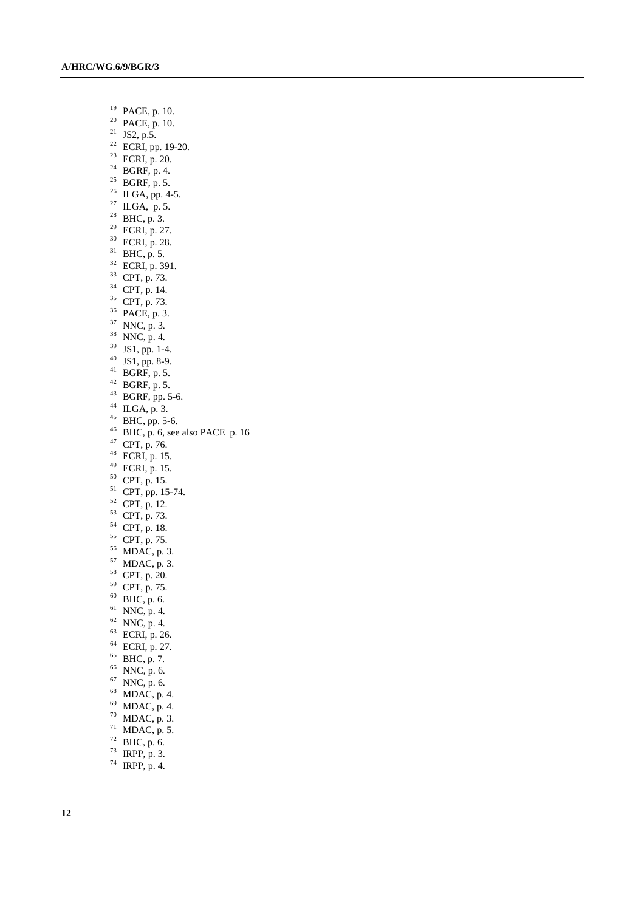[19] PACE, p. 10.
[20] PACE, p. 10.
[21] JS2, p.5.
[22] ECRI, pp. 19-20.
[23] ECRI, p. 20.
[24] BGRF, p. 4.
[25] BGRF, p. 5.
[26] ILGA, pp. 4-5.
[27] ILGA, p. 5.
[28] BHC, p. 3.
[29] ECRI, p. 27.
[30] ECRI, p. 28.
[31] BHC, p. 5.
[32] ECRI, p. 391.
[33] CPT, p. 73.
[34] CPT, p. 14.
[35] CPT, p. 73.
[36] PACE, p. 3.
[37] NNC, p. 3.
[38] NNC, p. 4.
[39] JS1, pp. 1-4.
[40] JS1, pp. 8-9.
[41] BGRF, p. 5.
[42] BGRF, p. 5.
[43] BGRF, pp. 5-6.
[44] ILGA, p. 3.
[45] BHC, pp. 5-6.
[46] BHC, p. 6, see also PACE p. 16
[47] CPT, p. 76.
[48] ECRI, p. 15.
[49] ECRI, p. 15.
[50] CPT, p. 15.
[51] CPT, pp. 15-74.
[52] CPT, p. 12.
[53] CPT, p. 73.
[54] CPT, p. 18.
[55] CPT, p. 75.
[56] MDAC, p. 3.
[57] MDAC, p. 3.
[58] CPT, p. 20.
[59] CPT, p. 75.
[60] BHC, p. 6.
[61] NNC, p. 4.
[62] NNC, p. 4.
[63] ECRI, p. 26.
[64] ECRI, p. 27.
[65] BHC, p. 7.
[66] NNC, p. 6.
[67] NNC, p. 6.
[68] MDAC, p. 4.
[69] MDAC, p. 4.
[70] MDAC, p. 3.
[71] MDAC, p. 5.
[72] BHC, p. 6.
[73] IRPP, p. 3.
[74] IRPP, p. 4.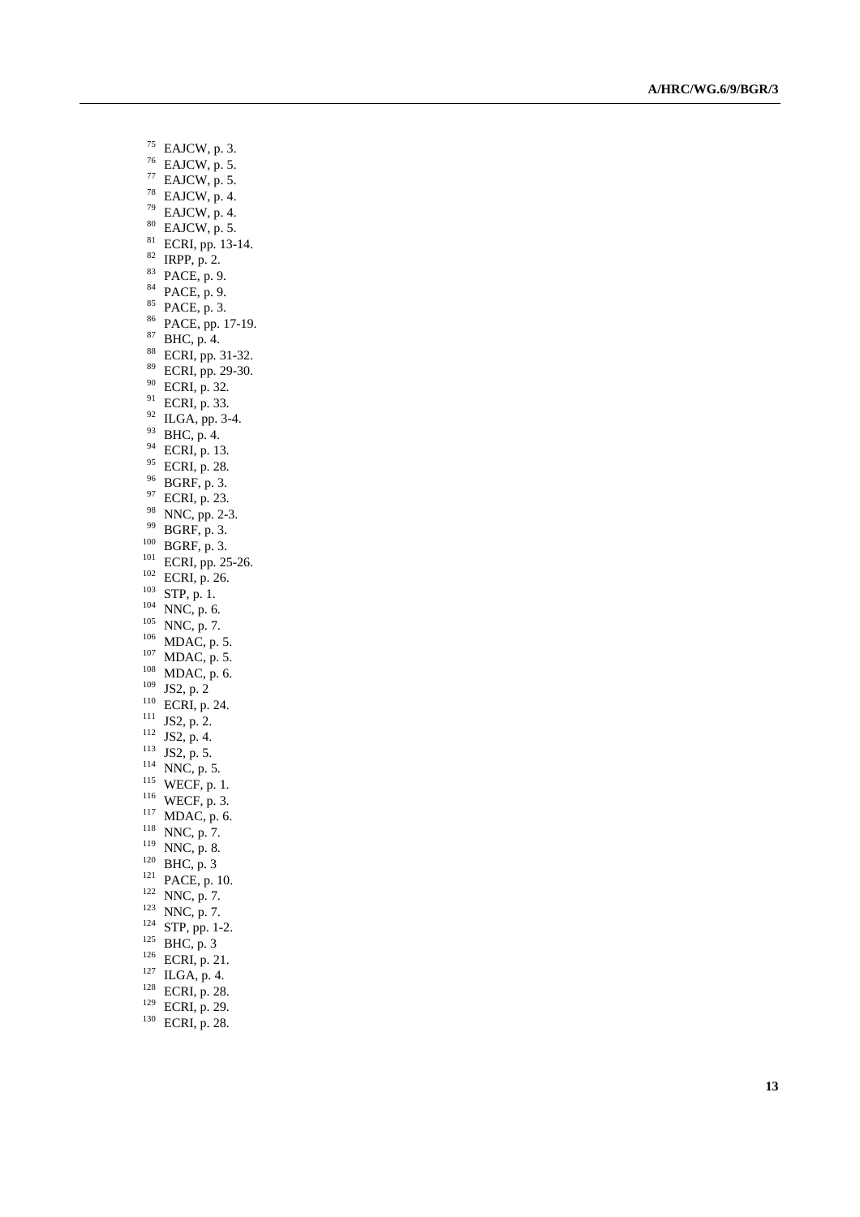[75] EAJCW, p. 3.
[76] EAJCW, p. 5.
[77] EAJCW, p. 5.
[78] EAJCW, p. 4.
[79] EAJCW, p. 4.
[80] EAJCW, p. 5.
[81] ECRI, pp. 13-14.
[82] IRPP, p. 2.
[83] PACE, p. 9.
[84] PACE, p. 9.
[85] PACE, p. 3.
[86] PACE, pp. 17-19.
[87] BHC, p. 4.
[88] ECRI, pp. 31-32.
[89] ECRI, pp. 29-30.
[90] ECRI, p. 32.
[91] ECRI, p. 33.
[92] ILGA, pp. 3-4.
[93] BHC, p. 4.
[94] ECRI, p. 13.
[95] ECRI, p. 28.
[96] BGRF, p. 3.
[97] ECRI, p. 23.
[98] NNC, pp. 2-3.
[99] BGRF, p. 3.
[100] BGRF, p. 3.
[101] ECRI, pp. 25-26.
[102] ECRI, p. 26.
[103] STP, p. 1.
[104] NNC, p. 6.
[105] NNC, p. 7.
[106] MDAC, p. 5.
[107] MDAC, p. 5.
[108] MDAC, p. 6.
[109] JS2, p. 2
[110] ECRI, p. 24.
[111] JS2, p. 2.
[112] JS2, p. 4.
[113] JS2, p. 5.
[114] NNC, p. 5.
[115] WECF, p. 1.
[116] WECF, p. 3.
[117] MDAC, p. 6.
[118] NNC, p. 7.
[119] NNC, p. 8.
[120] BHC, p. 3
[121] PACE, p. 10.
[122] NNC, p. 7.
[123] NNC, p. 7.
[124] STP, pp. 1-2.
[125] BHC, p. 3
[126] ECRI, p. 21.
[127] ILGA, p. 4.
[128] ECRI, p. 28.
[129] ECRI, p. 29.
[130] ECRI, p. 28.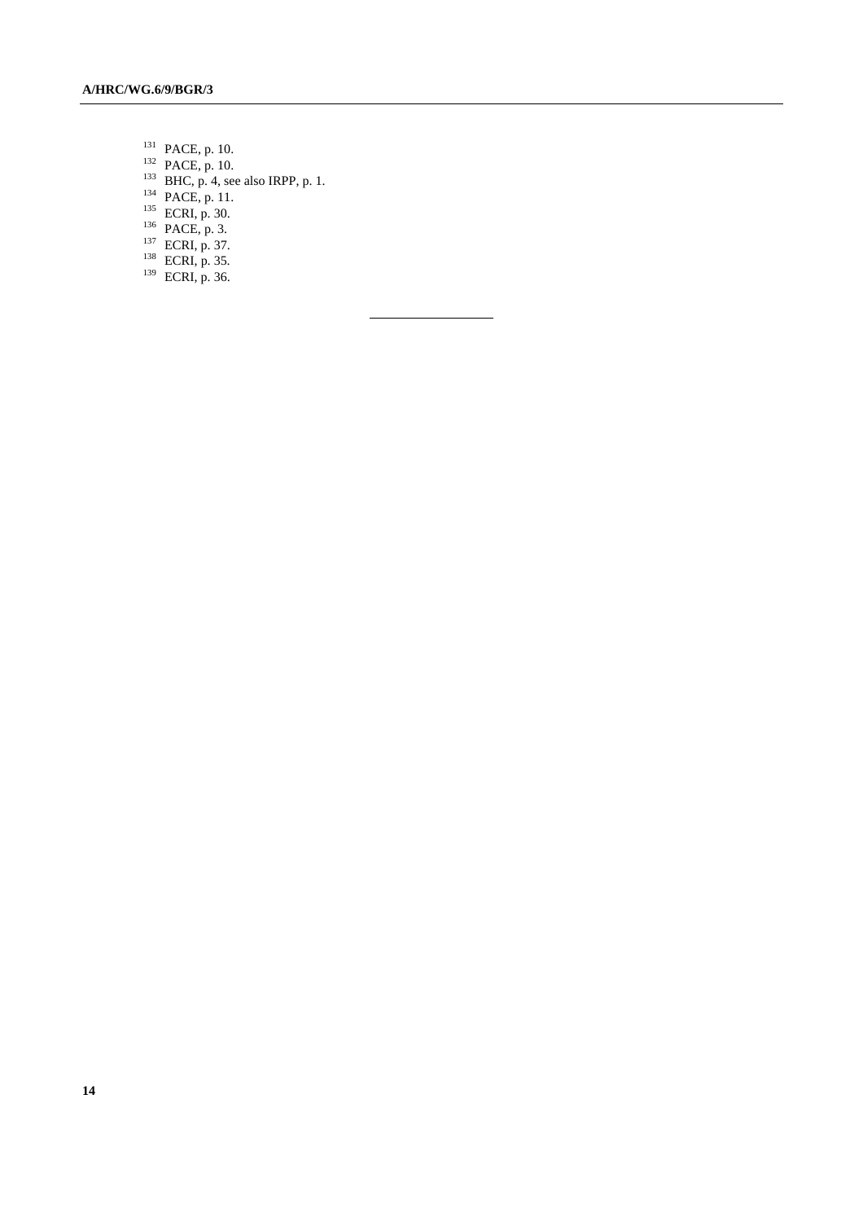[131] PACE, p. 10.
[132] PACE, p. 10.
[133] BHC, p. 4, see also IRPP, p. 1.
[134] PACE, p. 11.
[135] ECRI, p. 30.
[136] PACE, p. 3.
[137] ECRI, p. 37.
[138] ECRI, p. 35.
[139] ECRI, p. 36.